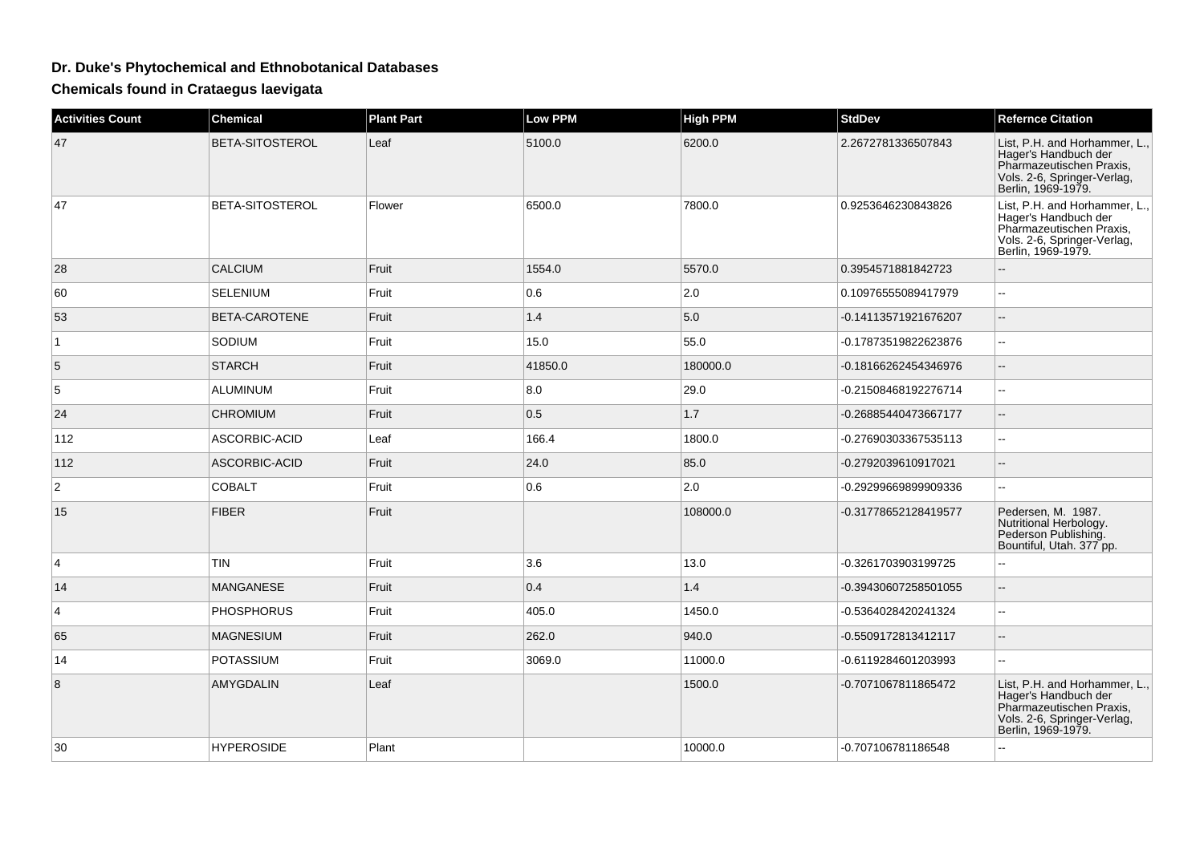# Dr. Duke's Phytochemical and Ethnobotanical Databases

## Chemicals found in Crataegus laevigata

| Activities Count | Chemical | Plant Part | Low PPM | High PPM | StdDev | Refernce Citation |
|---|---|---|---|---|---|---|
| 47 | BETA-SITOSTEROL | Leaf | 5100.0 | 6200.0 | 2.2672781336507843 | List, P.H. and Horhammer, L., Hager's Handbuch der Pharmazeutischen Praxis, Vols. 2-6, Springer-Verlag, Berlin, 1969-1979. |
| 47 | BETA-SITOSTEROL | Flower | 6500.0 | 7800.0 | 0.9253646230843826 | List, P.H. and Horhammer, L., Hager's Handbuch der Pharmazeutischen Praxis, Vols. 2-6, Springer-Verlag, Berlin, 1969-1979. |
| 28 | CALCIUM | Fruit | 1554.0 | 5570.0 | 0.3954571881842723 | -- |
| 60 | SELENIUM | Fruit | 0.6 | 2.0 | 0.10976555089417979 | -- |
| 53 | BETA-CAROTENE | Fruit | 1.4 | 5.0 | -0.14113571921676207 | -- |
| 1 | SODIUM | Fruit | 15.0 | 55.0 | -0.17873519822623876 | -- |
| 5 | STARCH | Fruit | 41850.0 | 180000.0 | -0.18166262454346976 | -- |
| 5 | ALUMINUM | Fruit | 8.0 | 29.0 | -0.21508468192276714 | -- |
| 24 | CHROMIUM | Fruit | 0.5 | 1.7 | -0.26885440473667177 | -- |
| 112 | ASCORBIC-ACID | Leaf | 166.4 | 1800.0 | -0.27690303367535113 | -- |
| 112 | ASCORBIC-ACID | Fruit | 24.0 | 85.0 | -0.2792039610917021 | -- |
| 2 | COBALT | Fruit | 0.6 | 2.0 | -0.29299669899909336 | -- |
| 15 | FIBER | Fruit | | 108000.0 | -0.31778652128419577 | Pedersen, M. 1987. Nutritional Herbology. Pederson Publishing. Bountiful, Utah. 377 pp. |
| 4 | TIN | Fruit | 3.6 | 13.0 | -0.3261703903199725 | -- |
| 14 | MANGANESE | Fruit | 0.4 | 1.4 | -0.39430607258501055 | -- |
| 4 | PHOSPHORUS | Fruit | 405.0 | 1450.0 | -0.5364028420241324 | -- |
| 65 | MAGNESIUM | Fruit | 262.0 | 940.0 | -0.5509172813412117 | -- |
| 14 | POTASSIUM | Fruit | 3069.0 | 11000.0 | -0.6119284601203993 | -- |
| 8 | AMYGDALIN | Leaf | | 1500.0 | -0.7071067811865472 | List, P.H. and Horhammer, L., Hager's Handbuch der Pharmazeutischen Praxis, Vols. 2-6, Springer-Verlag, Berlin, 1969-1979. |
| 30 | HYPEROSIDE | Plant | | 10000.0 | -0.707106781186548 | -- |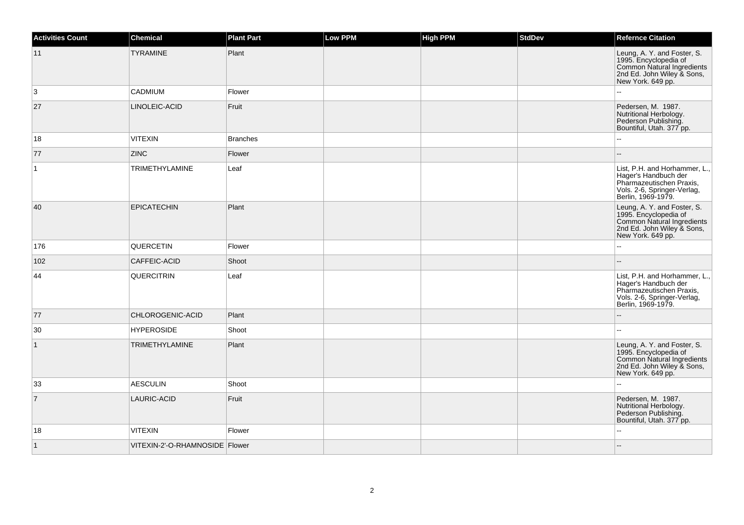| Activities Count | Chemical | Plant Part | Low PPM | High PPM | StdDev | Refernce Citation |
| --- | --- | --- | --- | --- | --- | --- |
| 11 | TYRAMINE | Plant | | | | Leung, A. Y. and Foster, S. 1995. Encyclopedia of Common Natural Ingredients 2nd Ed. John Wiley & Sons, New York. 649 pp. |
| 3 | CADMIUM | Flower | | | | -- |
| 27 | LINOLEIC-ACID | Fruit | | | | Pedersen, M. 1987. Nutritional Herbology. Pederson Publishing. Bountiful, Utah. 377 pp. |
| 18 | VITEXIN | Branches | | | | -- |
| 77 | ZINC | Flower | | | | -- |
| 1 | TRIMETHYLAMINE | Leaf | | | | List, P.H. and Horhammer, L., Hager's Handbuch der Pharmazeutischen Praxis, Vols. 2-6, Springer-Verlag, Berlin, 1969-1979. |
| 40 | EPICATECHIN | Plant | | | | Leung, A. Y. and Foster, S. 1995. Encyclopedia of Common Natural Ingredients 2nd Ed. John Wiley & Sons, New York. 649 pp. |
| 176 | QUERCETIN | Flower | | | | -- |
| 102 | CAFFEIC-ACID | Shoot | | | | -- |
| 44 | QUERCITRIN | Leaf | | | | List, P.H. and Horhammer, L., Hager's Handbuch der Pharmazeutischen Praxis, Vols. 2-6, Springer-Verlag, Berlin, 1969-1979. |
| 77 | CHLOROGENIC-ACID | Plant | | | | -- |
| 30 | HYPEROSIDE | Shoot | | | | -- |
| 1 | TRIMETHYLAMINE | Plant | | | | Leung, A. Y. and Foster, S. 1995. Encyclopedia of Common Natural Ingredients 2nd Ed. John Wiley & Sons, New York. 649 pp. |
| 33 | AESCULIN | Shoot | | | | -- |
| 7 | LAURIC-ACID | Fruit | | | | Pedersen, M. 1987. Nutritional Herbology. Pederson Publishing. Bountiful, Utah. 377 pp. |
| 18 | VITEXIN | Flower | | | | -- |
| 1 | VITEXIN-2'-O-RHAMNOSIDE | Flower | | | | -- |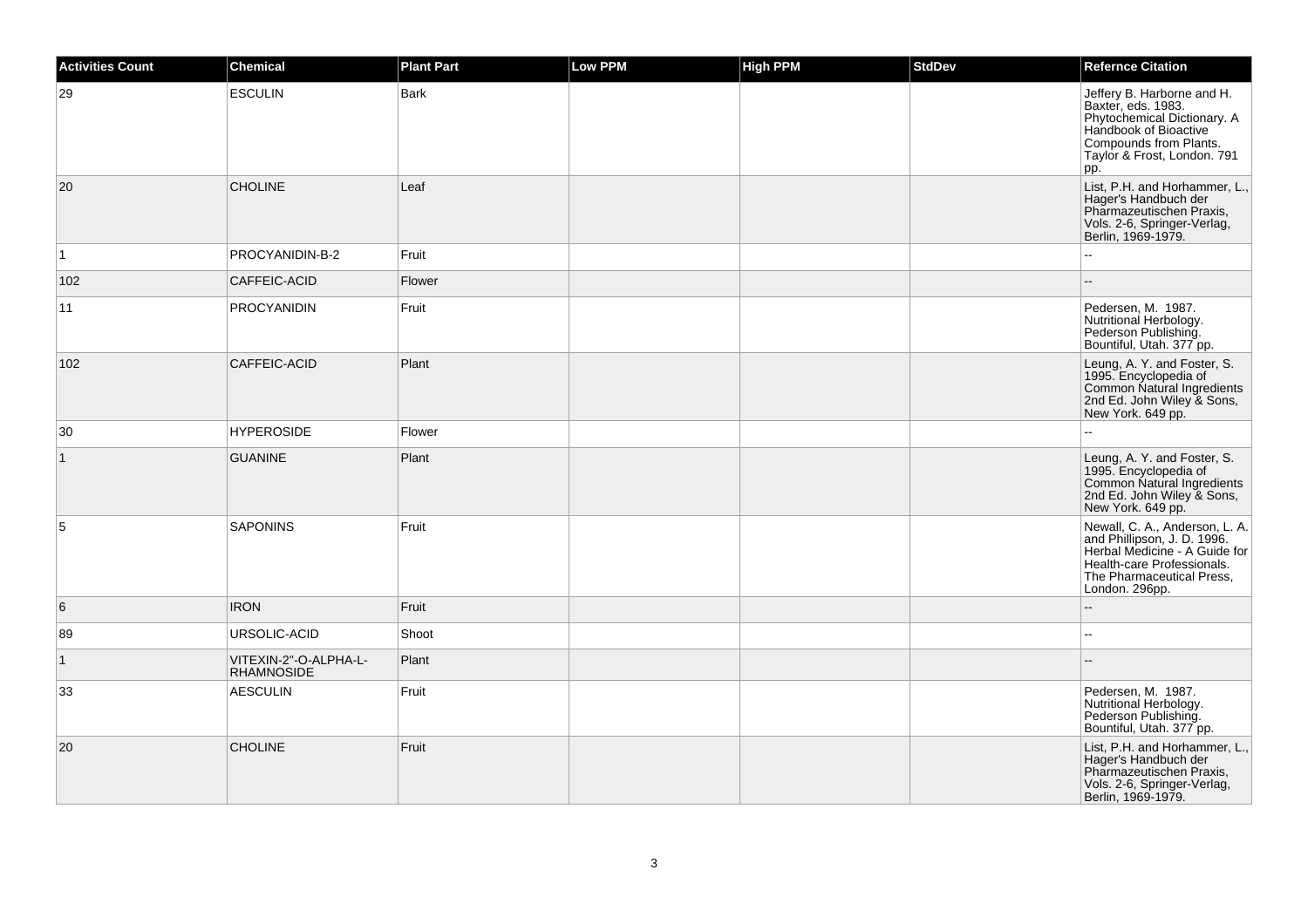| Activities Count | Chemical | Plant Part | Low PPM | High PPM | StdDev | Refernce Citation |
|---|---|---|---|---|---|---|
| 29 | ESCULIN | Bark | | | | Jeffery B. Harborne and H. Baxter, eds. 1983. Phytochemical Dictionary. A Handbook of Bioactive Compounds from Plants. Taylor & Frost, London. 791 pp. |
| 20 | CHOLINE | Leaf | | | | List, P.H. and Horhammer, L., Hager's Handbuch der Pharmazeutischen Praxis, Vols. 2-6, Springer-Verlag, Berlin, 1969-1979. |
| 1 | PROCYANIDIN-B-2 | Fruit | | | | -- |
| 102 | CAFFEIC-ACID | Flower | | | | -- |
| 11 | PROCYANIDIN | Fruit | | | | Pedersen, M. 1987. Nutritional Herbology. Pederson Publishing. Bountiful, Utah. 377 pp. |
| 102 | CAFFEIC-ACID | Plant | | | | Leung, A. Y. and Foster, S. 1995. Encyclopedia of Common Natural Ingredients 2nd Ed. John Wiley & Sons, New York. 649 pp. |
| 30 | HYPEROSIDE | Flower | | | | -- |
| 1 | GUANINE | Plant | | | | Leung, A. Y. and Foster, S. 1995. Encyclopedia of Common Natural Ingredients 2nd Ed. John Wiley & Sons, New York. 649 pp. |
| 5 | SAPONINS | Fruit | | | | Newall, C. A., Anderson, L. A. and Phillipson, J. D. 1996. Herbal Medicine - A Guide for Health-care Professionals. The Pharmaceutical Press, London. 296pp. |
| 6 | IRON | Fruit | | | | -- |
| 89 | URSOLIC-ACID | Shoot | | | | -- |
| 1 | VITEXIN-2"-O-ALPHA-L-RHAMNOSIDE | Plant | | | | -- |
| 33 | AESCULIN | Fruit | | | | Pedersen, M. 1987. Nutritional Herbology. Pederson Publishing. Bountiful, Utah. 377 pp. |
| 20 | CHOLINE | Fruit | | | | List, P.H. and Horhammer, L., Hager's Handbuch der Pharmazeutischen Praxis, Vols. 2-6, Springer-Verlag, Berlin, 1969-1979. |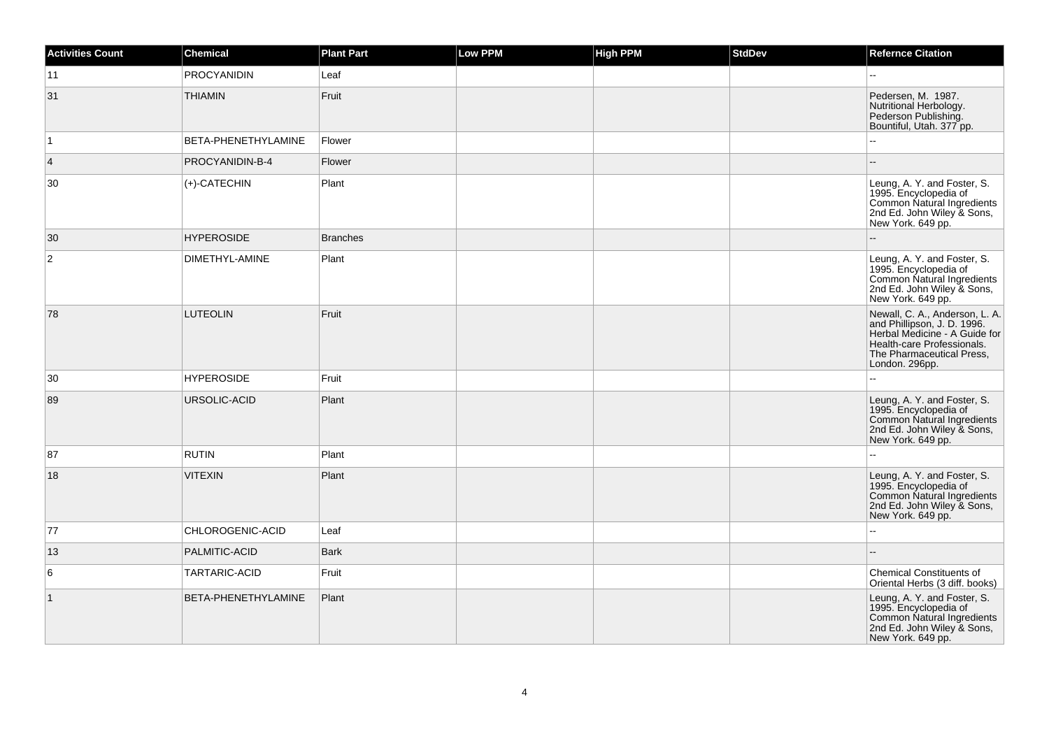| Activities Count | Chemical | Plant Part | Low PPM | High PPM | StdDev | Refernce Citation |
| --- | --- | --- | --- | --- | --- | --- |
| 11 | PROCYANIDIN | Leaf | | | | -- |
| 31 | THIAMIN | Fruit | | | | Pedersen, M. 1987. Nutritional Herbology. Pederson Publishing. Bountiful, Utah. 377 pp. |
| 1 | BETA-PHENETHYLAMINE | Flower | | | | -- |
| 4 | PROCYANIDIN-B-4 | Flower | | | | -- |
| 30 | (+)-CATECHIN | Plant | | | | Leung, A. Y. and Foster, S. 1995. Encyclopedia of Common Natural Ingredients 2nd Ed. John Wiley & Sons, New York. 649 pp. |
| 30 | HYPEROSIDE | Branches | | | | -- |
| 2 | DIMETHYL-AMINE | Plant | | | | Leung, A. Y. and Foster, S. 1995. Encyclopedia of Common Natural Ingredients 2nd Ed. John Wiley & Sons, New York. 649 pp. |
| 78 | LUTEOLIN | Fruit | | | | Newall, C. A., Anderson, L. A. and Phillipson, J. D. 1996. Herbal Medicine - A Guide for Health-care Professionals. The Pharmaceutical Press, London. 296pp. |
| 30 | HYPEROSIDE | Fruit | | | | -- |
| 89 | URSOLIC-ACID | Plant | | | | Leung, A. Y. and Foster, S. 1995. Encyclopedia of Common Natural Ingredients 2nd Ed. John Wiley & Sons, New York. 649 pp. |
| 87 | RUTIN | Plant | | | | -- |
| 18 | VITEXIN | Plant | | | | Leung, A. Y. and Foster, S. 1995. Encyclopedia of Common Natural Ingredients 2nd Ed. John Wiley & Sons, New York. 649 pp. |
| 77 | CHLOROGENIC-ACID | Leaf | | | | -- |
| 13 | PALMITIC-ACID | Bark | | | | -- |
| 6 | TARTARIC-ACID | Fruit | | | | Chemical Constituents of Oriental Herbs (3 diff. books) |
| 1 | BETA-PHENETHYLAMINE | Plant | | | | Leung, A. Y. and Foster, S. 1995. Encyclopedia of Common Natural Ingredients 2nd Ed. John Wiley & Sons, New York. 649 pp. |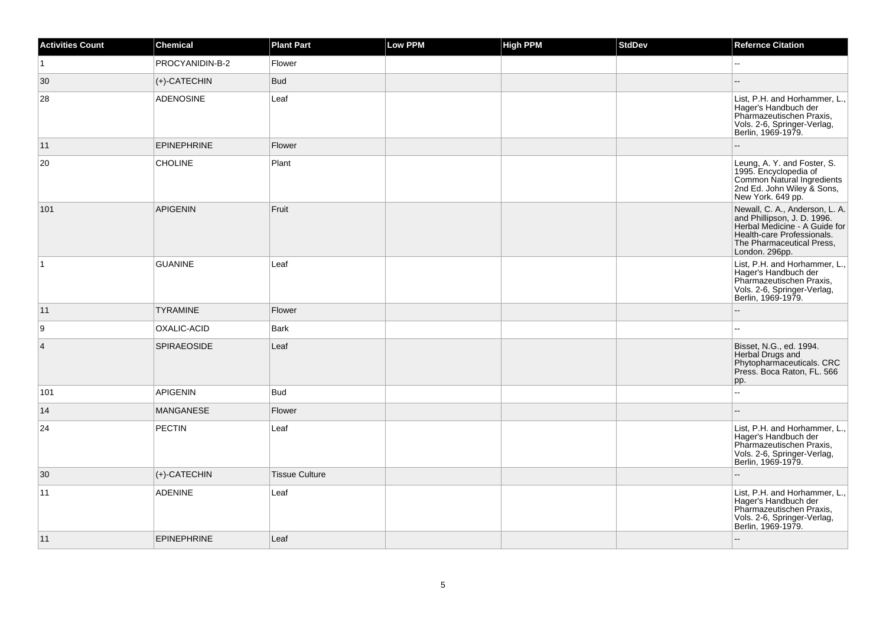| Activities Count | Chemical | Plant Part | Low PPM | High PPM | StdDev | Refernce Citation |
|---|---|---|---|---|---|---|
| 1 | PROCYANIDIN-B-2 | Flower | | | | -- |
| 30 | (+)-CATECHIN | Bud | | | | -- |
| 28 | ADENOSINE | Leaf | | | | List, P.H. and Horhammer, L., Hager's Handbuch der Pharmazeutischen Praxis, Vols. 2-6, Springer-Verlag, Berlin, 1969-1979. |
| 11 | EPINEPHRINE | Flower | | | | -- |
| 20 | CHOLINE | Plant | | | | Leung, A. Y. and Foster, S. 1995. Encyclopedia of Common Natural Ingredients 2nd Ed. John Wiley & Sons, New York. 649 pp. |
| 101 | APIGENIN | Fruit | | | | Newall, C. A., Anderson, L. A. and Phillipson, J. D. 1996. Herbal Medicine - A Guide for Health-care Professionals. The Pharmaceutical Press, London. 296pp. |
| 1 | GUANINE | Leaf | | | | List, P.H. and Horhammer, L., Hager's Handbuch der Pharmazeutischen Praxis, Vols. 2-6, Springer-Verlag, Berlin, 1969-1979. |
| 11 | TYRAMINE | Flower | | | | -- |
| 9 | OXALIC-ACID | Bark | | | | -- |
| 4 | SPIRAEOSIDE | Leaf | | | | Bisset, N.G., ed. 1994. Herbal Drugs and Phytopharmaceuticals. CRC Press. Boca Raton, FL. 566 pp. |
| 101 | APIGENIN | Bud | | | | -- |
| 14 | MANGANESE | Flower | | | | -- |
| 24 | PECTIN | Leaf | | | | List, P.H. and Horhammer, L., Hager's Handbuch der Pharmazeutischen Praxis, Vols. 2-6, Springer-Verlag, Berlin, 1969-1979. |
| 30 | (+)-CATECHIN | Tissue Culture | | | | -- |
| 11 | ADENINE | Leaf | | | | List, P.H. and Horhammer, L., Hager's Handbuch der Pharmazeutischen Praxis, Vols. 2-6, Springer-Verlag, Berlin, 1969-1979. |
| 11 | EPINEPHRINE | Leaf | | | | -- |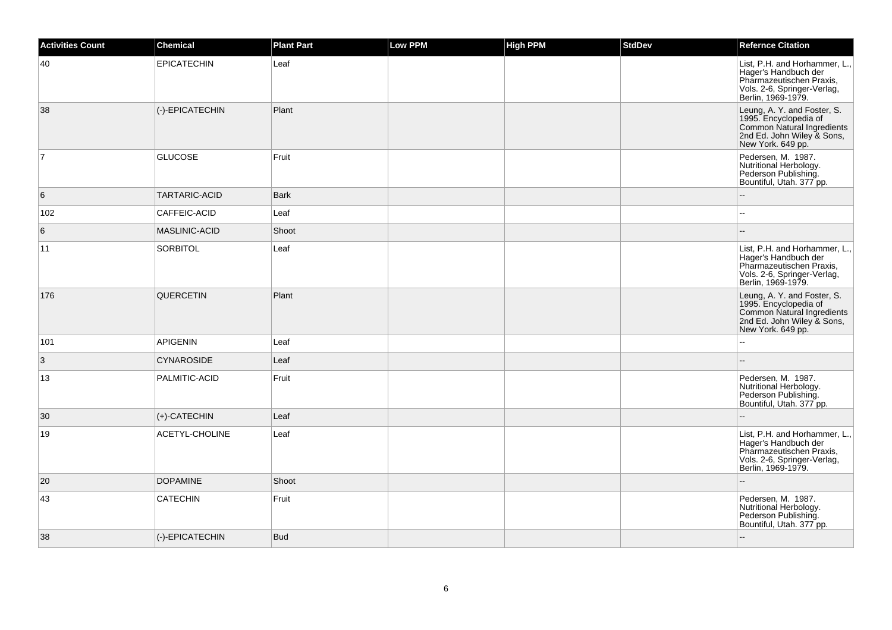| Activities Count | Chemical | Plant Part | Low PPM | High PPM | StdDev | Refernce Citation |
| --- | --- | --- | --- | --- | --- | --- |
| 40 | EPICATECHIN | Leaf | | | | List, P.H. and Horhammer, L., Hager's Handbuch der Pharmazeutischen Praxis, Vols. 2-6, Springer-Verlag, Berlin, 1969-1979. |
| 38 | (-)-EPICATECHIN | Plant | | | | Leung, A. Y. and Foster, S. 1995. Encyclopedia of Common Natural Ingredients 2nd Ed. John Wiley & Sons, New York. 649 pp. |
| 7 | GLUCOSE | Fruit | | | | Pedersen, M. 1987. Nutritional Herbology. Pederson Publishing. Bountiful, Utah. 377 pp. |
| 6 | TARTARIC-ACID | Bark | | | | -- |
| 102 | CAFFEIC-ACID | Leaf | | | | -- |
| 6 | MASLINIC-ACID | Shoot | | | | -- |
| 11 | SORBITOL | Leaf | | | | List, P.H. and Horhammer, L., Hager's Handbuch der Pharmazeutischen Praxis, Vols. 2-6, Springer-Verlag, Berlin, 1969-1979. |
| 176 | QUERCETIN | Plant | | | | Leung, A. Y. and Foster, S. 1995. Encyclopedia of Common Natural Ingredients 2nd Ed. John Wiley & Sons, New York. 649 pp. |
| 101 | APIGENIN | Leaf | | | | -- |
| 3 | CYNAROSIDE | Leaf | | | | -- |
| 13 | PALMITIC-ACID | Fruit | | | | Pedersen, M. 1987. Nutritional Herbology. Pederson Publishing. Bountiful, Utah. 377 pp. |
| 30 | (+)-CATECHIN | Leaf | | | | -- |
| 19 | ACETYL-CHOLINE | Leaf | | | | List, P.H. and Horhammer, L., Hager's Handbuch der Pharmazeutischen Praxis, Vols. 2-6, Springer-Verlag, Berlin, 1969-1979. |
| 20 | DOPAMINE | Shoot | | | | -- |
| 43 | CATECHIN | Fruit | | | | Pedersen, M. 1987. Nutritional Herbology. Pederson Publishing. Bountiful, Utah. 377 pp. |
| 38 | (-)-EPICATECHIN | Bud | | | | -- |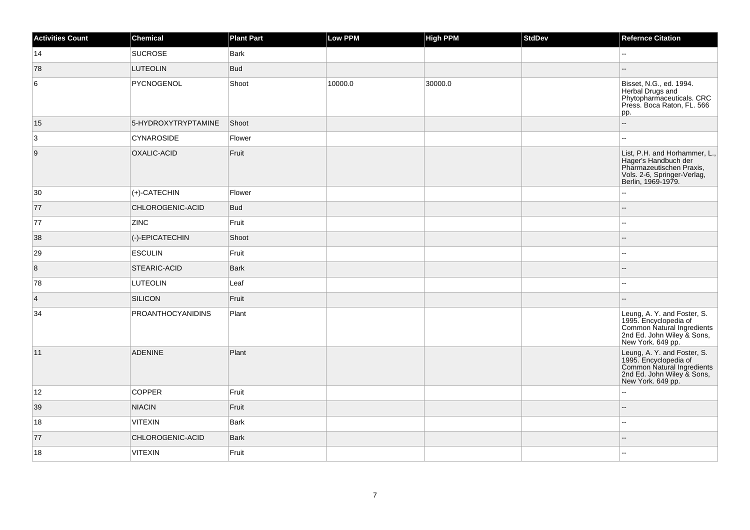| Activities Count | Chemical | Plant Part | Low PPM | High PPM | StdDev | Refernce Citation |
|---|---|---|---|---|---|---|
| 14 | SUCROSE | Bark | | | | -- |
| 78 | LUTEOLIN | Bud | | | | -- |
| 6 | PYCNOGENOL | Shoot | 10000.0 | 30000.0 | | Bisset, N.G., ed. 1994. Herbal Drugs and Phytopharmaceuticals. CRC Press. Boca Raton, FL. 566 pp. |
| 15 | 5-HYDROXYTRYPTAMINE | Shoot | | | | -- |
| 3 | CYNAROSIDE | Flower | | | | -- |
| 9 | OXALIC-ACID | Fruit | | | | List, P.H. and Horhammer, L., Hager's Handbuch der Pharmazeutischen Praxis, Vols. 2-6, Springer-Verlag, Berlin, 1969-1979. |
| 30 | (+)-CATECHIN | Flower | | | | -- |
| 77 | CHLOROGENIC-ACID | Bud | | | | -- |
| 77 | ZINC | Fruit | | | | -- |
| 38 | (-)-EPICATECHIN | Shoot | | | | -- |
| 29 | ESCULIN | Fruit | | | | -- |
| 8 | STEARIC-ACID | Bark | | | | -- |
| 78 | LUTEOLIN | Leaf | | | | -- |
| 4 | SILICON | Fruit | | | | -- |
| 34 | PROANTHOCYANIDINS | Plant | | | | Leung, A. Y. and Foster, S. 1995. Encyclopedia of Common Natural Ingredients 2nd Ed. John Wiley & Sons, New York. 649 pp. |
| 11 | ADENINE | Plant | | | | Leung, A. Y. and Foster, S. 1995. Encyclopedia of Common Natural Ingredients 2nd Ed. John Wiley & Sons, New York. 649 pp. |
| 12 | COPPER | Fruit | | | | -- |
| 39 | NIACIN | Fruit | | | | -- |
| 18 | VITEXIN | Bark | | | | -- |
| 77 | CHLOROGENIC-ACID | Bark | | | | -- |
| 18 | VITEXIN | Fruit | | | | -- |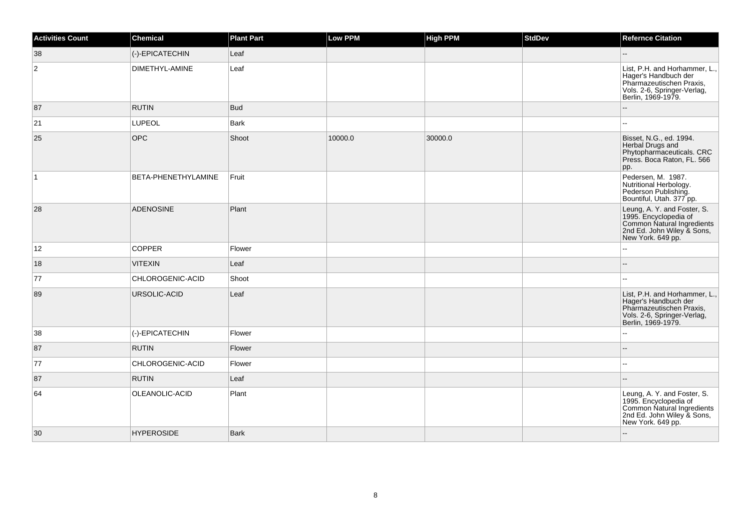| Activities Count | Chemical | Plant Part | Low PPM | High PPM | StdDev | Refernce Citation |
|---|---|---|---|---|---|---|
| 38 | (-)-EPICATECHIN | Leaf | | | | -- |
| 2 | DIMETHYL-AMINE | Leaf | | | | List, P.H. and Horhammer, L., Hager's Handbuch der Pharmazeutischen Praxis, Vols. 2-6, Springer-Verlag, Berlin, 1969-1979. |
| 87 | RUTIN | Bud | | | | -- |
| 21 | LUPEOL | Bark | | | | -- |
| 25 | OPC | Shoot | 10000.0 | 30000.0 | | Bisset, N.G., ed. 1994. Herbal Drugs and Phytopharmaceuticals. CRC Press. Boca Raton, FL. 566 pp. |
| 1 | BETA-PHENETHYLAMINE | Fruit | | | | Pedersen, M. 1987. Nutritional Herbology. Pederson Publishing. Bountiful, Utah. 377 pp. |
| 28 | ADENOSINE | Plant | | | | Leung, A. Y. and Foster, S. 1995. Encyclopedia of Common Natural Ingredients 2nd Ed. John Wiley & Sons, New York. 649 pp. |
| 12 | COPPER | Flower | | | | -- |
| 18 | VITEXIN | Leaf | | | | -- |
| 77 | CHLOROGENIC-ACID | Shoot | | | | -- |
| 89 | URSOLIC-ACID | Leaf | | | | List, P.H. and Horhammer, L., Hager's Handbuch der Pharmazeutischen Praxis, Vols. 2-6, Springer-Verlag, Berlin, 1969-1979. |
| 38 | (-)-EPICATECHIN | Flower | | | | -- |
| 87 | RUTIN | Flower | | | | -- |
| 77 | CHLOROGENIC-ACID | Flower | | | | -- |
| 87 | RUTIN | Leaf | | | | -- |
| 64 | OLEANOLIC-ACID | Plant | | | | Leung, A. Y. and Foster, S. 1995. Encyclopedia of Common Natural Ingredients 2nd Ed. John Wiley & Sons, New York. 649 pp. |
| 30 | HYPEROSIDE | Bark | | | | -- |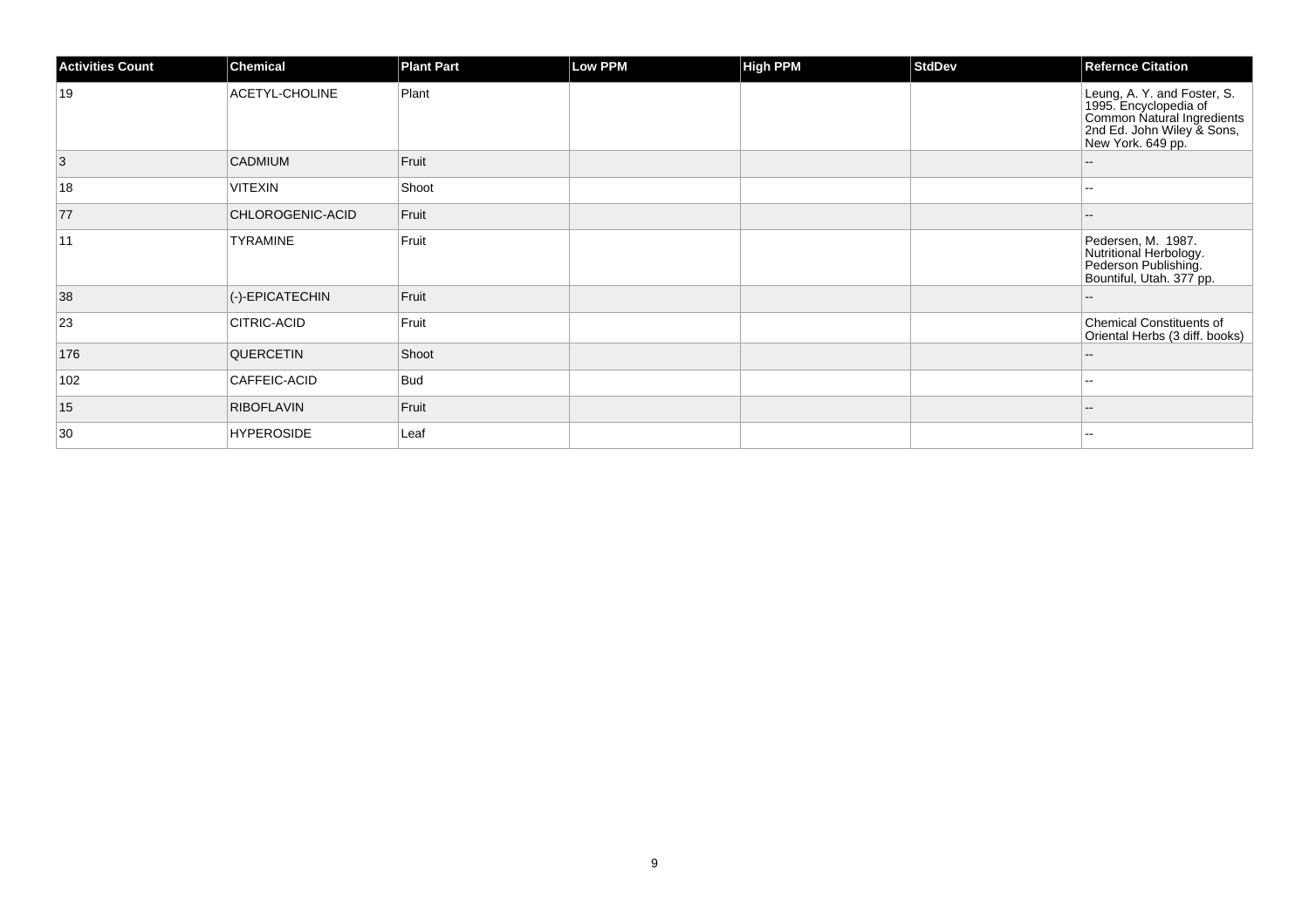| Activities Count | Chemical | Plant Part | Low PPM | High PPM | StdDev | Refernce Citation |
| --- | --- | --- | --- | --- | --- | --- |
| 19 | ACETYL-CHOLINE | Plant | | | | Leung, A. Y. and Foster, S. 1995. Encyclopedia of Common Natural Ingredients 2nd Ed. John Wiley & Sons, New York. 649 pp. |
| 3 | CADMIUM | Fruit | | | | -- |
| 18 | VITEXIN | Shoot | | | | -- |
| 77 | CHLOROGENIC-ACID | Fruit | | | | -- |
| 11 | TYRAMINE | Fruit | | | | Pedersen, M. 1987. Nutritional Herbology. Pederson Publishing. Bountiful, Utah. 377 pp. |
| 38 | (-)-EPICATECHIN | Fruit | | | | -- |
| 23 | CITRIC-ACID | Fruit | | | | Chemical Constituents of Oriental Herbs (3 diff. books) |
| 176 | QUERCETIN | Shoot | | | | -- |
| 102 | CAFFEIC-ACID | Bud | | | | -- |
| 15 | RIBOFLAVIN | Fruit | | | | -- |
| 30 | HYPEROSIDE | Leaf | | | | -- |